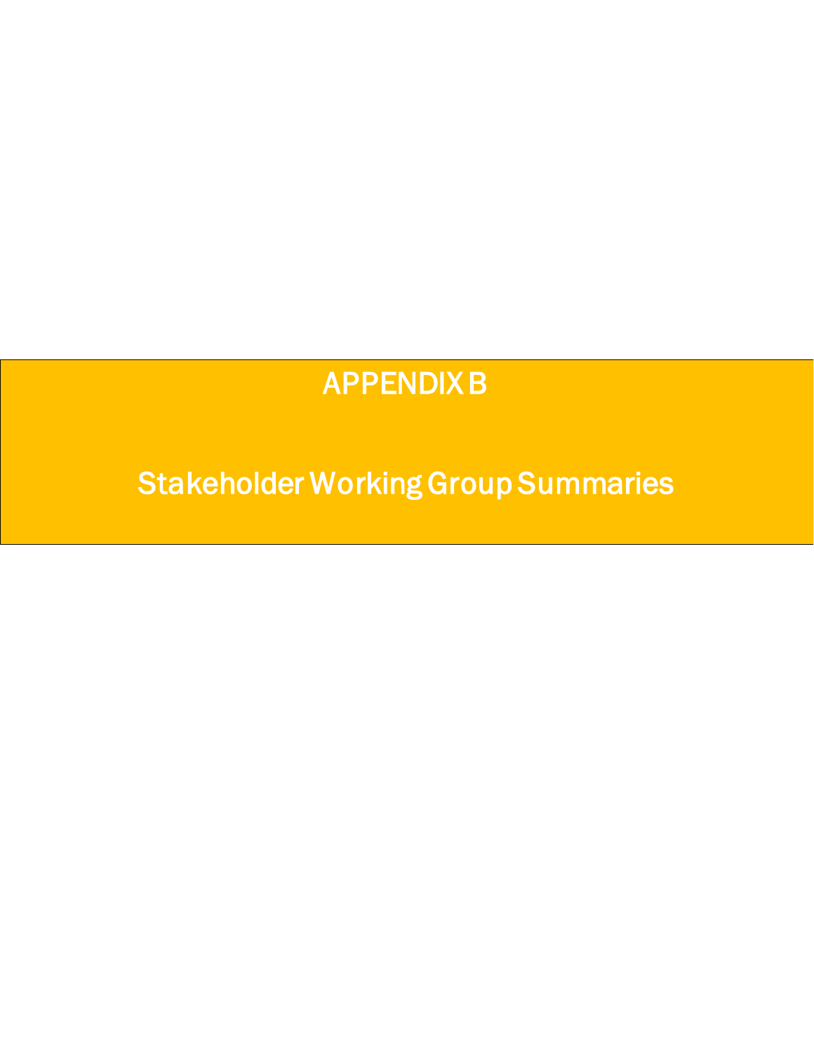# APPENDIX B

## Stakeholder Working Group Summaries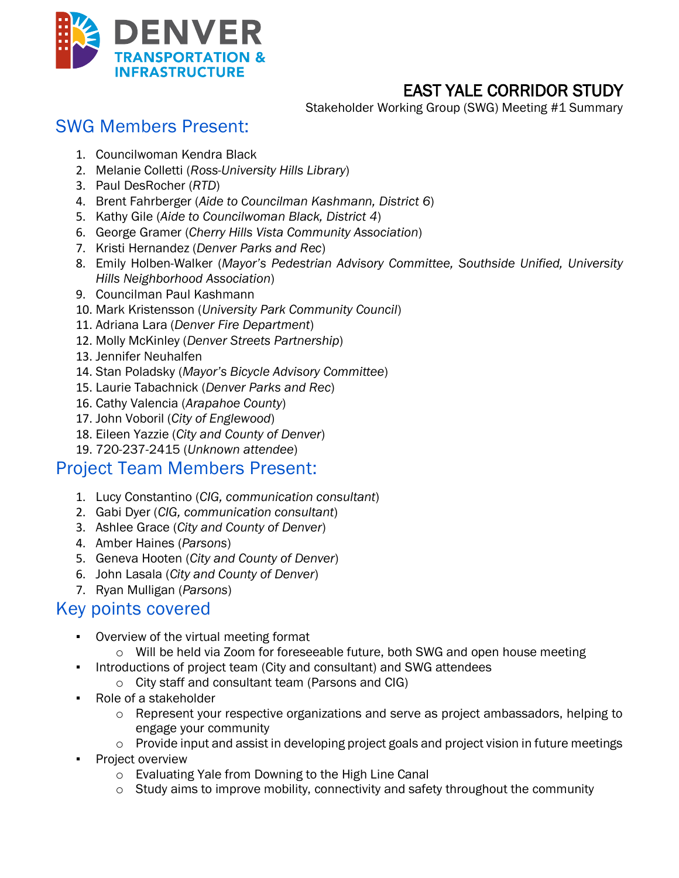DENVER TRANSPORTATION & INFRASTRUCTURE

# EAST YALE CORRIDOR STUDY

Stakeholder Working Group (SWG) Meeting #1 Summary

## SWG Members Present:

1. Councilwoman Kendra Black
2. Melanie Colletti (*Ross-University Hills Library*)
3. Paul DesRocher (*RTD*)
4. Brent Fahrberger (*Aide to Councilman Kashmann, District 6*)
5. Kathy Gile (*Aide to Councilwoman Black, District 4*)
6. George Gramer (*Cherry Hills Vista Community Association*)
7. Kristi Hernandez (*Denver Parks and Rec*)
8. Emily Holben-Walker (*Mayor's Pedestrian Advisory Committee, Southside Unified, University Hills Neighborhood Association*)
9. Councilman Paul Kashmann
10. Mark Kristensson (*University Park Community Council*)
11. Adriana Lara (*Denver Fire Department*)
12. Molly McKinley (*Denver Streets Partnership*)
13. Jennifer Neuhalfen
14. Stan Poladsky (*Mayor's Bicycle Advisory Committee*)
15. Laurie Tabachnick (*Denver Parks and Rec*)
16. Cathy Valencia (*Arapahoe County*)
17. John Voboril (*City of Englewood*)
18. Eileen Yazzie (*City and County of Denver*)
19. 720-237-2415 (*Unknown attendee*)

## Project Team Members Present:

1. Lucy Constantino (*CIG, communication consultant*)
2. Gabi Dyer (*CIG, communication consultant*)
3. Ashlee Grace (*City and County of Denver*)
4. Amber Haines (*Parsons*)
5. Geneva Hooten (*City and County of Denver*)
6. John Lasala (*City and County of Denver*)
7. Ryan Mulligan (*Parsons*)

## Key points covered

- Overview of the virtual meeting format
  - Will be held via Zoom for foreseeable future, both SWG and open house meeting
- Introductions of project team (City and consultant) and SWG attendees
  - City staff and consultant team (Parsons and CIG)
- Role of a stakeholder
  - Represent your respective organizations and serve as project ambassadors, helping to engage your community
  - Provide input and assist in developing project goals and project vision in future meetings
- Project overview
  - Evaluating Yale from Downing to the High Line Canal
  - Study aims to improve mobility, connectivity and safety throughout the community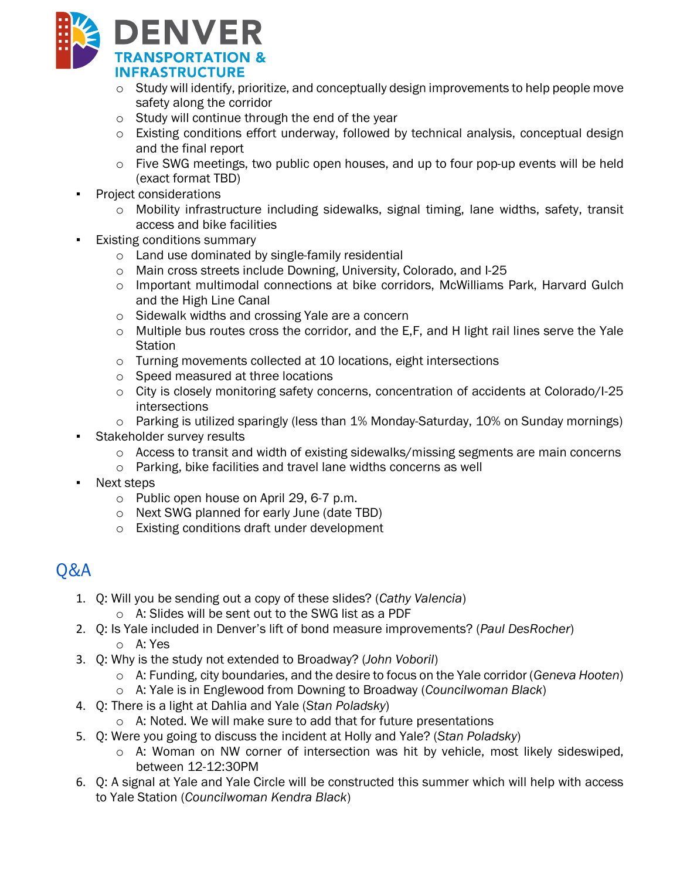- Study will identify, prioritize, and conceptually design improvements to help people move safety along the corridor
  - Study will continue through the end of the year
  - Existing conditions effort underway, followed by technical analysis, conceptual design and the final report
  - Five SWG meetings, two public open houses, and up to four pop-up events will be held (exact format TBD)
- Project considerations
  - Mobility infrastructure including sidewalks, signal timing, lane widths, safety, transit access and bike facilities
- Existing conditions summary
  - Land use dominated by single-family residential
  - Main cross streets include Downing, University, Colorado, and I-25
  - Important multimodal connections at bike corridors, McWilliams Park, Harvard Gulch and the High Line Canal
  - Sidewalk widths and crossing Yale are a concern
  - Multiple bus routes cross the corridor, and the E,F, and H light rail lines serve the Yale Station
  - Turning movements collected at 10 locations, eight intersections
  - Speed measured at three locations
  - City is closely monitoring safety concerns, concentration of accidents at Colorado/I-25 intersections
  - Parking is utilized sparingly (less than 1% Monday-Saturday, 10% on Sunday mornings)
- Stakeholder survey results
  - Access to transit and width of existing sidewalks/missing segments are main concerns
  - Parking, bike facilities and travel lane widths concerns as well
- Next steps
  - Public open house on April 29, 6-7 p.m.
  - Next SWG planned for early June (date TBD)
  - Existing conditions draft under development

## Q&A

1. Q: Will you be sending out a copy of these slides? (*Cathy Valencia*)
   - A: Slides will be sent out to the SWG list as a PDF
2. Q: Is Yale included in Denver's lift of bond measure improvements? (*Paul DesRocher*)
   - A: Yes
3. Q: Why is the study not extended to Broadway? (*John Voboril*)
   - A: Funding, city boundaries, and the desire to focus on the Yale corridor (*Geneva Hooten*)
   - A: Yale is in Englewood from Downing to Broadway (*Councilwoman Black*)
4. Q: There is a light at Dahlia and Yale (*Stan Poladsky*)
   - A: Noted. We will make sure to add that for future presentations
5. Q: Were you going to discuss the incident at Holly and Yale? (*Stan Poladsky*)
   - A: Woman on NW corner of intersection was hit by vehicle, most likely sideswiped, between 12-12:30PM
6. Q: A signal at Yale and Yale Circle will be constructed this summer which will help with access to Yale Station (*Councilwoman Kendra Black*)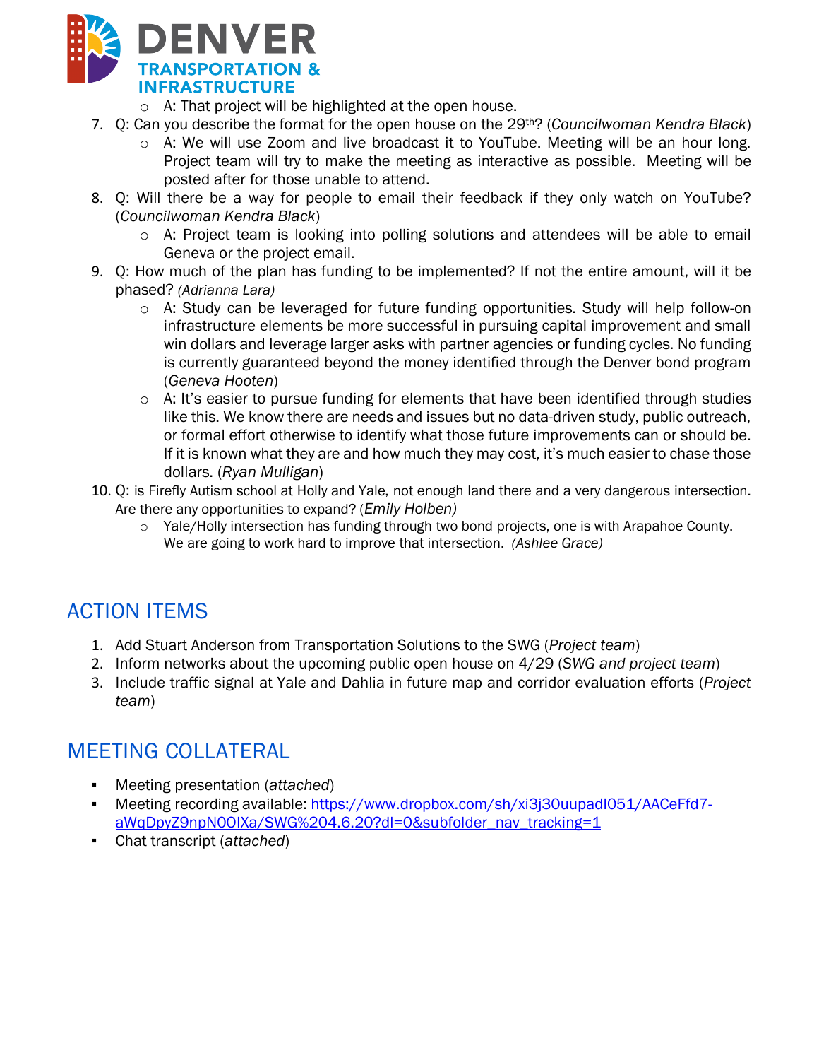- A: That project will be highlighted at the open house.

7. Q: Can you describe the format for the open house on the 29th? (*Councilwoman Kendra Black*)
   - A: We will use Zoom and live broadcast it to YouTube. Meeting will be an hour long. Project team will try to make the meeting as interactive as possible. Meeting will be posted after for those unable to attend.
8. Q: Will there be a way for people to email their feedback if they only watch on YouTube? (*Councilwoman Kendra Black*)
   - A: Project team is looking into polling solutions and attendees will be able to email Geneva or the project email.
9. Q: How much of the plan has funding to be implemented? If not the entire amount, will it be phased? *(Adrianna Lara)*
   - A: Study can be leveraged for future funding opportunities. Study will help follow-on infrastructure elements be more successful in pursuing capital improvement and small win dollars and leverage larger asks with partner agencies or funding cycles. No funding is currently guaranteed beyond the money identified through the Denver bond program (*Geneva Hooten*)
   - A: It's easier to pursue funding for elements that have been identified through studies like this. We know there are needs and issues but no data-driven study, public outreach, or formal effort otherwise to identify what those future improvements can or should be. If it is known what they are and how much they may cost, it's much easier to chase those dollars. (*Ryan Mulligan*)
10. Q: is Firefly Autism school at Holly and Yale, not enough land there and a very dangerous intersection. Are there any opportunities to expand? (*Emily Holben)*
    - Yale/Holly intersection has funding through two bond projects, one is with Arapahoe County. We are going to work hard to improve that intersection. *(Ashlee Grace)*

## ACTION ITEMS

1. Add Stuart Anderson from Transportation Solutions to the SWG (*Project team*)
2. Inform networks about the upcoming public open house on 4/29 (*SWG and project team*)
3. Include traffic signal at Yale and Dahlia in future map and corridor evaluation efforts (*Project team*)

## MEETING COLLATERAL

- Meeting presentation (*attached*)
- Meeting recording available: https://www.dropbox.com/sh/xi3j30uupadl051/AACeFfd7-aWqDpyZ9npN0OIXa/SWG%204.6.20?dl=0&subfolder_nav_tracking=1
- Chat transcript (*attached*)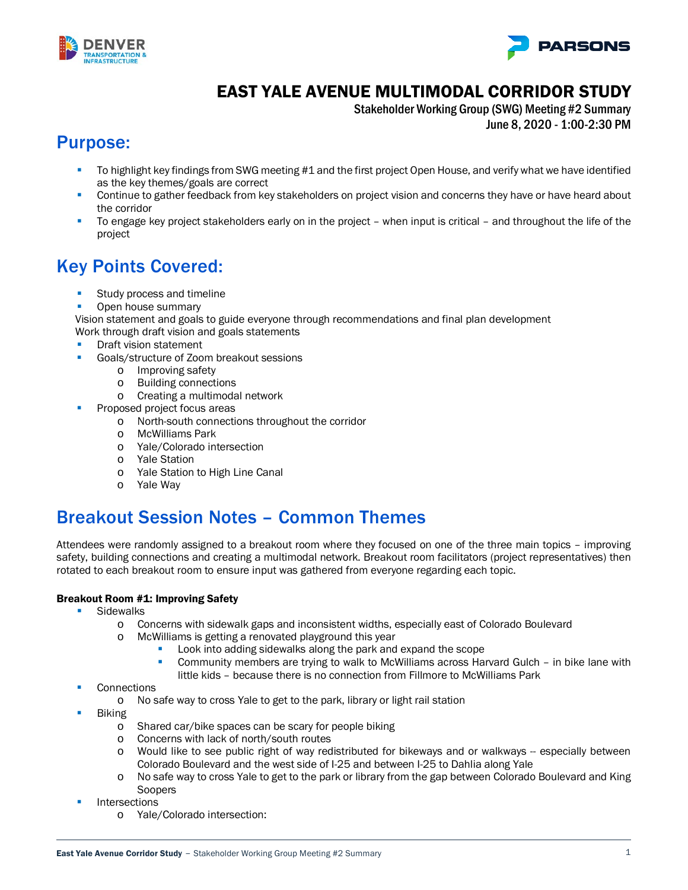# EAST YALE AVENUE MULTIMODAL CORRIDOR STUDY

Stakeholder Working Group (SWG) Meeting #2 Summary

June 8, 2020 - 1:00-2:30 PM

## Purpose:

- To highlight key findings from SWG meeting #1 and the first project Open House, and verify what we have identified as the key themes/goals are correct
- Continue to gather feedback from key stakeholders on project vision and concerns they have or have heard about the corridor
- To engage key project stakeholders early on in the project – when input is critical – and throughout the life of the project

## Key Points Covered:

- Study process and timeline
- Open house summary

Vision statement and goals to guide everyone through recommendations and final plan development

Work through draft vision and goals statements

- Draft vision statement
- Goals/structure of Zoom breakout sessions
  - Improving safety
  - Building connections
  - Creating a multimodal network
- Proposed project focus areas
  - North-south connections throughout the corridor
  - McWilliams Park
  - Yale/Colorado intersection
  - Yale Station
  - Yale Station to High Line Canal
  - Yale Way

## Breakout Session Notes – Common Themes

Attendees were randomly assigned to a breakout room where they focused on one of the three main topics – improving safety, building connections and creating a multimodal network. Breakout room facilitators (project representatives) then rotated to each breakout room to ensure input was gathered from everyone regarding each topic.

**Breakout Room #1: Improving Safety**

- Sidewalks
  - Concerns with sidewalk gaps and inconsistent widths, especially east of Colorado Boulevard
  - McWilliams is getting a renovated playground this year
    - Look into adding sidewalks along the park and expand the scope
    - Community members are trying to walk to McWilliams across Harvard Gulch – in bike lane with little kids – because there is no connection from Fillmore to McWilliams Park
- Connections
  - No safe way to cross Yale to get to the park, library or light rail station
- Biking
  - Shared car/bike spaces can be scary for people biking
  - Concerns with lack of north/south routes
  - Would like to see public right of way redistributed for bikeways and or walkways -- especially between Colorado Boulevard and the west side of I-25 and between I-25 to Dahlia along Yale
  - No safe way to cross Yale to get to the park or library from the gap between Colorado Boulevard and King Soopers
- Intersections
  - Yale/Colorado intersection: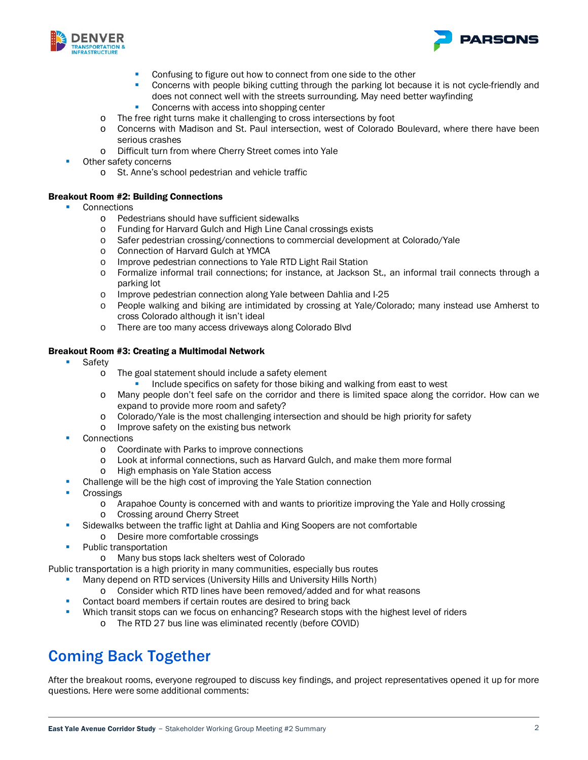- Confusing to figure out how to connect from one side to the other
        - Concerns with people biking cutting through the parking lot because it is not cycle-friendly and does not connect well with the streets surrounding. May need better wayfinding
        - Concerns with access into shopping center
    - The free right turns make it challenging to cross intersections by foot
    - Concerns with Madison and St. Paul intersection, west of Colorado Boulevard, where there have been serious crashes
    - Difficult turn from where Cherry Street comes into Yale
- Other safety concerns
    - St. Anne's school pedestrian and vehicle traffic

**Breakout Room #2: Building Connections**

- Connections
    - Pedestrians should have sufficient sidewalks
    - Funding for Harvard Gulch and High Line Canal crossings exists
    - Safer pedestrian crossing/connections to commercial development at Colorado/Yale
    - Connection of Harvard Gulch at YMCA
    - Improve pedestrian connections to Yale RTD Light Rail Station
    - Formalize informal trail connections; for instance, at Jackson St., an informal trail connects through a parking lot
    - Improve pedestrian connection along Yale between Dahlia and I-25
    - People walking and biking are intimidated by crossing at Yale/Colorado; many instead use Amherst to cross Colorado although it isn't ideal
    - There are too many access driveways along Colorado Blvd

**Breakout Room #3: Creating a Multimodal Network**

- Safety
    - The goal statement should include a safety element
        - Include specifics on safety for those biking and walking from east to west
    - Many people don't feel safe on the corridor and there is limited space along the corridor. How can we expand to provide more room and safety?
    - Colorado/Yale is the most challenging intersection and should be high priority for safety
    - Improve safety on the existing bus network
- Connections
    - Coordinate with Parks to improve connections
    - Look at informal connections, such as Harvard Gulch, and make them more formal
    - High emphasis on Yale Station access
- Challenge will be the high cost of improving the Yale Station connection
- Crossings
    - Arapahoe County is concerned with and wants to prioritize improving the Yale and Holly crossing
    - Crossing around Cherry Street
- Sidewalks between the traffic light at Dahlia and King Soopers are not comfortable
    - Desire more comfortable crossings
- Public transportation
    - Many bus stops lack shelters west of Colorado

Public transportation is a high priority in many communities, especially bus routes

- Many depend on RTD services (University Hills and University Hills North)
    - Consider which RTD lines have been removed/added and for what reasons
- Contact board members if certain routes are desired to bring back
- Which transit stops can we focus on enhancing? Research stops with the highest level of riders
    - The RTD 27 bus line was eliminated recently (before COVID)

## Coming Back Together

After the breakout rooms, everyone regrouped to discuss key findings, and project representatives opened it up for more questions. Here were some additional comments: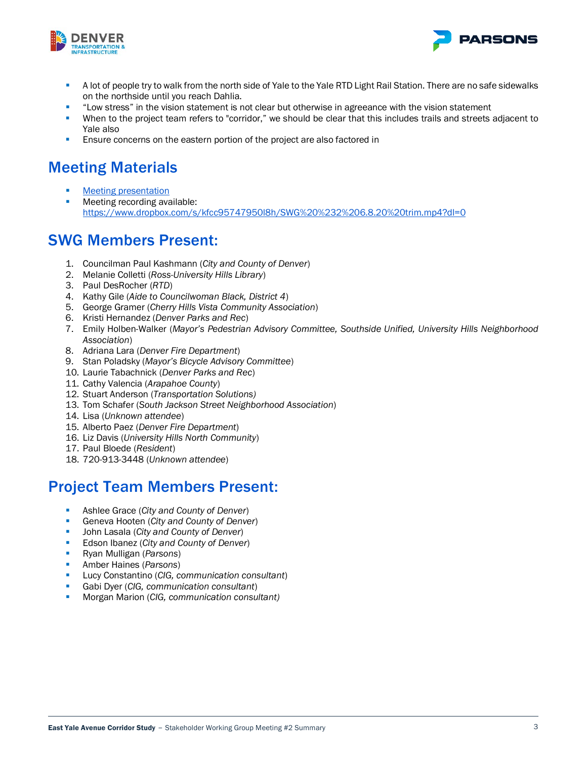- A lot of people try to walk from the north side of Yale to the Yale RTD Light Rail Station. There are no safe sidewalks on the northside until you reach Dahlia.
- "Low stress" in the vision statement is not clear but otherwise in agreeance with the vision statement
- When to the project team refers to "corridor," we should be clear that this includes trails and streets adjacent to Yale also
- Ensure concerns on the eastern portion of the project are also factored in

## Meeting Materials

- Meeting presentation
- Meeting recording available: https://www.dropbox.com/s/kfcc95747950l8h/SWG%20%232%206.8.20%20trim.mp4?dl=0

## SWG Members Present:

1. Councilman Paul Kashmann (*City and County of Denver*)
2. Melanie Colletti (*Ross-University Hills Library*)
3. Paul DesRocher (*RTD*)
4. Kathy Gile (*Aide to Councilwoman Black, District 4*)
5. George Gramer (*Cherry Hills Vista Community Association*)
6. Kristi Hernandez (*Denver Parks and Rec*)
7. Emily Holben-Walker (*Mayor's Pedestrian Advisory Committee, Southside Unified, University Hills Neighborhood Association*)
8. Adriana Lara (*Denver Fire Department*)
9. Stan Poladsky (*Mayor's Bicycle Advisory Committee*)
10. Laurie Tabachnick (*Denver Parks and Rec*)
11. Cathy Valencia (*Arapahoe County*)
12. Stuart Anderson (*Transportation Solutions)*
13. Tom Schafer (*South Jackson Street Neighborhood Association*)
14. Lisa (*Unknown attendee*)
15. Alberto Paez (*Denver Fire Department*)
16. Liz Davis (*University Hills North Community*)
17. Paul Bloede (*Resident*)
18. 720-913-3448 (*Unknown attendee*)

## Project Team Members Present:

- Ashlee Grace (*City and County of Denver*)
- Geneva Hooten (*City and County of Denver*)
- John Lasala (*City and County of Denver*)
- Edson Ibanez (*City and County of Denver*)
- Ryan Mulligan (*Parsons*)
- Amber Haines (*Parsons*)
- Lucy Constantino (*CIG, communication consultant*)
- Gabi Dyer (*CIG, communication consultant*)
- Morgan Marion (*CIG, communication consultant)*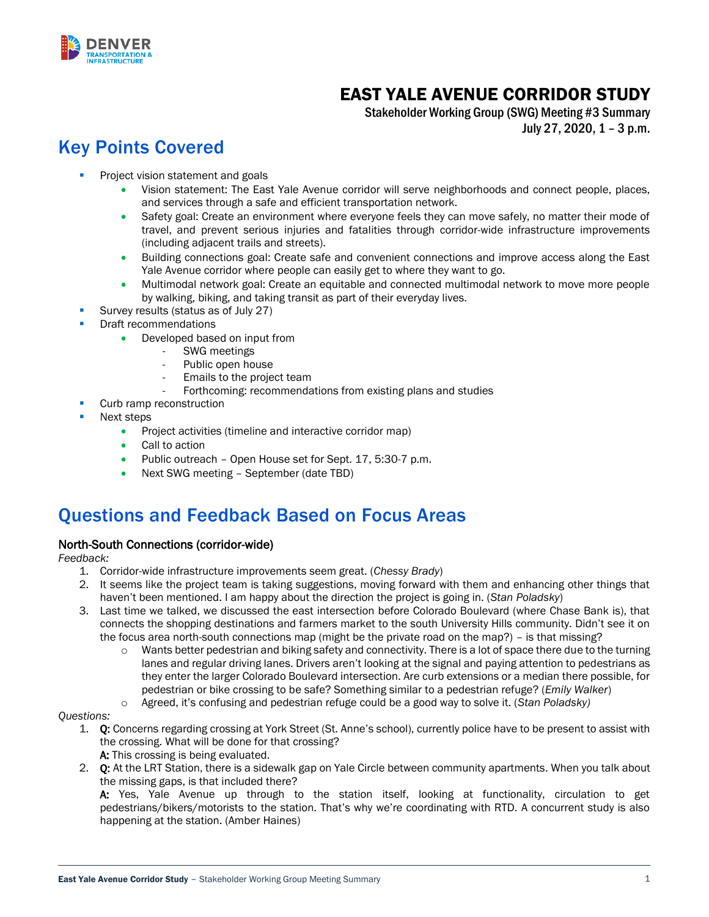# EAST YALE AVENUE CORRIDOR STUDY

**Stakeholder Working Group (SWG) Meeting #3 Summary**
**July 27, 2020, 1 – 3 p.m.**

## Key Points Covered

- Project vision statement and goals
  - Vision statement: The East Yale Avenue corridor will serve neighborhoods and connect people, places, and services through a safe and efficient transportation network.
  - Safety goal: Create an environment where everyone feels they can move safely, no matter their mode of travel, and prevent serious injuries and fatalities through corridor-wide infrastructure improvements (including adjacent trails and streets).
  - Building connections goal: Create safe and convenient connections and improve access along the East Yale Avenue corridor where people can easily get to where they want to go.
  - Multimodal network goal: Create an equitable and connected multimodal network to move more people by walking, biking, and taking transit as part of their everyday lives.
- Survey results (status as of July 27)
- Draft recommendations
  - Developed based on input from
    - SWG meetings
    - Public open house
    - Emails to the project team
    - Forthcoming: recommendations from existing plans and studies
- Curb ramp reconstruction
- Next steps
  - Project activities (timeline and interactive corridor map)
  - Call to action
  - Public outreach – Open House set for Sept. 17, 5:30-7 p.m.
  - Next SWG meeting – September (date TBD)

## Questions and Feedback Based on Focus Areas

### North-South Connections (corridor-wide)

*Feedback:*

1. Corridor-wide infrastructure improvements seem great. (*Chessy Brady*)
2. It seems like the project team is taking suggestions, moving forward with them and enhancing other things that haven't been mentioned. I am happy about the direction the project is going in. (*Stan Poladsky*)
3. Last time we talked, we discussed the east intersection before Colorado Boulevard (where Chase Bank is), that connects the shopping destinations and farmers market to the south University Hills community. Didn't see it on the focus area north-south connections map (might be the private road on the map?) – is that missing?
   - Wants better pedestrian and biking safety and connectivity. There is a lot of space there due to the turning lanes and regular driving lanes. Drivers aren't looking at the signal and paying attention to pedestrians as they enter the larger Colorado Boulevard intersection. Are curb extensions or a median there possible, for pedestrian or bike crossing to be safe? Something similar to a pedestrian refuge? (*Emily Walker*)
   - Agreed, it's confusing and pedestrian refuge could be a good way to solve it. (*Stan Poladsky)*

*Questions:*

1. **Q:** Concerns regarding crossing at York Street (St. Anne's school), currently police have to be present to assist with the crossing. What will be done for that crossing?
   **A:** This crossing is being evaluated.
2. **Q:** At the LRT Station, there is a sidewalk gap on Yale Circle between community apartments. When you talk about the missing gaps, is that included there?
   **A:** Yes, Yale Avenue up through to the station itself, looking at functionality, circulation to get pedestrians/bikers/motorists to the station. That's why we're coordinating with RTD. A concurrent study is also happening at the station. (Amber Haines)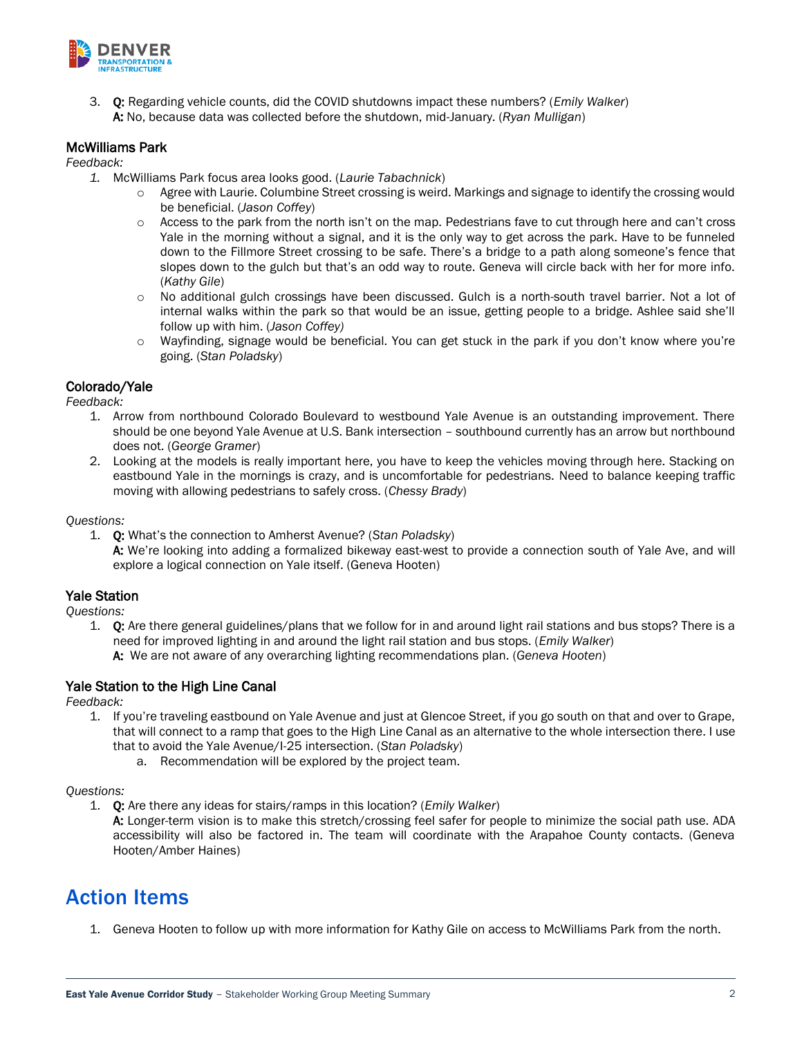3. **Q:** Regarding vehicle counts, did the COVID shutdowns impact these numbers? (*Emily Walker*)
   **A:** No, because data was collected before the shutdown, mid-January. (*Ryan Mulligan*)

### McWilliams Park

*Feedback:*

1. McWilliams Park focus area looks good. (*Laurie Tabachnick*)
   - Agree with Laurie. Columbine Street crossing is weird. Markings and signage to identify the crossing would be beneficial. (*Jason Coffey*)
   - Access to the park from the north isn't on the map. Pedestrians fave to cut through here and can't cross Yale in the morning without a signal, and it is the only way to get across the park. Have to be funneled down to the Fillmore Street crossing to be safe. There's a bridge to a path along someone's fence that slopes down to the gulch but that's an odd way to route. Geneva will circle back with her for more info. (*Kathy Gile*)
   - No additional gulch crossings have been discussed. Gulch is a north-south travel barrier. Not a lot of internal walks within the park so that would be an issue, getting people to a bridge. Ashlee said she'll follow up with him. (*Jason Coffey)*
   - Wayfinding, signage would be beneficial. You can get stuck in the park if you don't know where you're going. (*Stan Poladsky*)

### Colorado/Yale

*Feedback:*

1. Arrow from northbound Colorado Boulevard to westbound Yale Avenue is an outstanding improvement. There should be one beyond Yale Avenue at U.S. Bank intersection – southbound currently has an arrow but northbound does not. (*George Gramer*)
2. Looking at the models is really important here, you have to keep the vehicles moving through here. Stacking on eastbound Yale in the mornings is crazy, and is uncomfortable for pedestrians. Need to balance keeping traffic moving with allowing pedestrians to safely cross. (*Chessy Brady*)

*Questions:*

1. **Q:** What's the connection to Amherst Avenue? (*Stan Poladsky*)
   **A:** We're looking into adding a formalized bikeway east-west to provide a connection south of Yale Ave, and will explore a logical connection on Yale itself. (Geneva Hooten)

### Yale Station

*Questions:*

1. **Q:** Are there general guidelines/plans that we follow for in and around light rail stations and bus stops? There is a need for improved lighting in and around the light rail station and bus stops. (*Emily Walker*)
   **A:** We are not aware of any overarching lighting recommendations plan. (*Geneva Hooten*)

### Yale Station to the High Line Canal

*Feedback:*

1. If you're traveling eastbound on Yale Avenue and just at Glencoe Street, if you go south on that and over to Grape, that will connect to a ramp that goes to the High Line Canal as an alternative to the whole intersection there. I use that to avoid the Yale Avenue/I-25 intersection. (*Stan Poladsky*)
   a. Recommendation will be explored by the project team.

*Questions:*

1. **Q:** Are there any ideas for stairs/ramps in this location? (*Emily Walker*)
   **A:** Longer-term vision is to make this stretch/crossing feel safer for people to minimize the social path use. ADA accessibility will also be factored in. The team will coordinate with the Arapahoe County contacts. (Geneva Hooten/Amber Haines)

## Action Items

1. Geneva Hooten to follow up with more information for Kathy Gile on access to McWilliams Park from the north.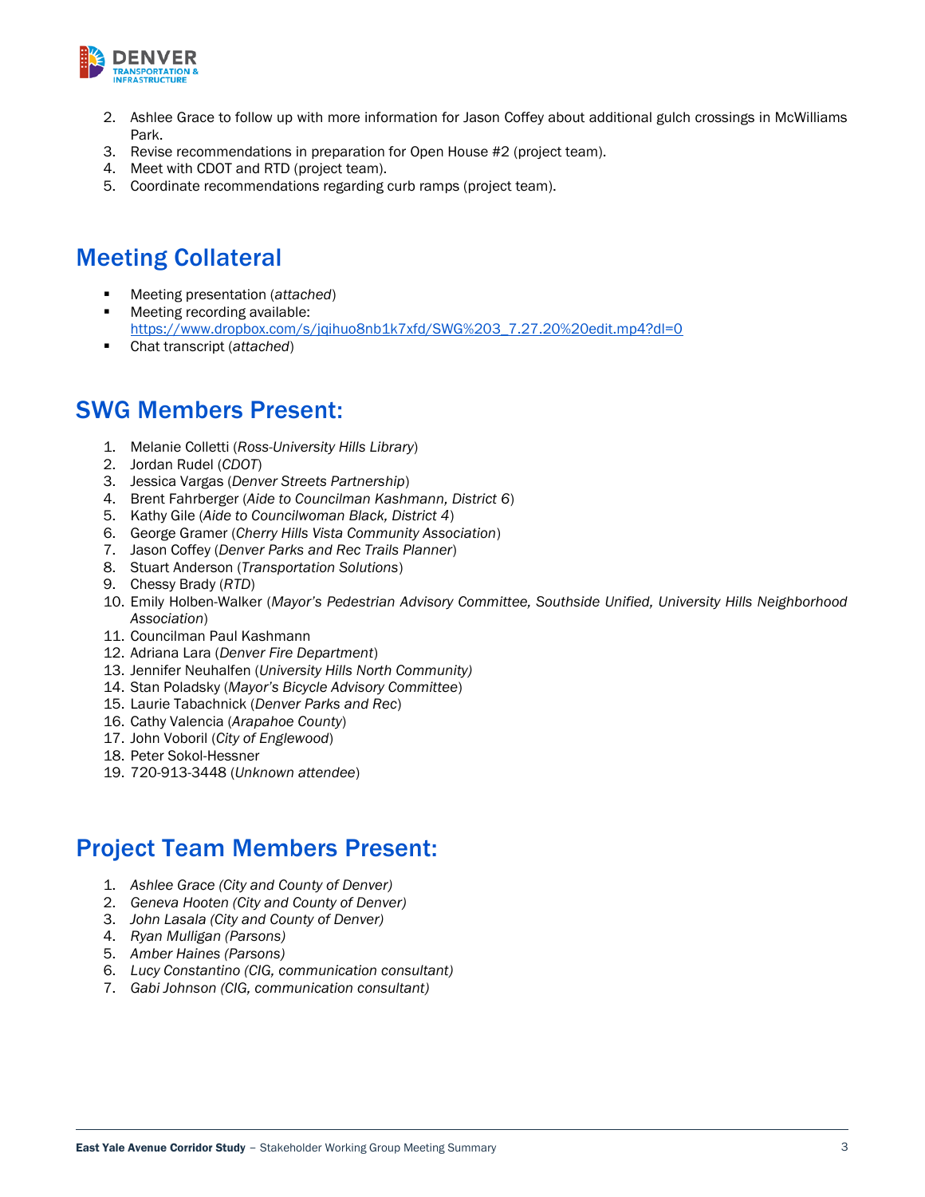2. Ashlee Grace to follow up with more information for Jason Coffey about additional gulch crossings in McWilliams Park.
3. Revise recommendations in preparation for Open House #2 (project team).
4. Meet with CDOT and RTD (project team).
5. Coordinate recommendations regarding curb ramps (project team).

## Meeting Collateral

- Meeting presentation (*attached*)
- Meeting recording available: https://www.dropbox.com/s/jqihuo8nb1k7xfd/SWG%203_7.27.20%20edit.mp4?dl=0
- Chat transcript (*attached*)

## SWG Members Present:

1. Melanie Colletti (*Ross-University Hills Library*)
2. Jordan Rudel (*CDOT*)
3. Jessica Vargas (*Denver Streets Partnership*)
4. Brent Fahrberger (*Aide to Councilman Kashmann, District 6*)
5. Kathy Gile (*Aide to Councilwoman Black, District 4*)
6. George Gramer (*Cherry Hills Vista Community Association*)
7. Jason Coffey (*Denver Parks and Rec Trails Planner*)
8. Stuart Anderson (*Transportation Solutions*)
9. Chessy Brady (*RTD*)
10. Emily Holben-Walker (*Mayor's Pedestrian Advisory Committee, Southside Unified, University Hills Neighborhood Association*)
11. Councilman Paul Kashmann
12. Adriana Lara (*Denver Fire Department*)
13. Jennifer Neuhalfen (*University Hills North Community)*
14. Stan Poladsky (*Mayor's Bicycle Advisory Committee*)
15. Laurie Tabachnick (*Denver Parks and Rec*)
16. Cathy Valencia (*Arapahoe County*)
17. John Voboril (*City of Englewood*)
18. Peter Sokol-Hessner
19. 720-913-3448 (*Unknown attendee*)

## Project Team Members Present:

1. *Ashlee Grace (City and County of Denver)*
2. *Geneva Hooten (City and County of Denver)*
3. *John Lasala (City and County of Denver)*
4. *Ryan Mulligan (Parsons)*
5. *Amber Haines (Parsons)*
6. *Lucy Constantino (CIG, communication consultant)*
7. *Gabi Johnson (CIG, communication consultant)*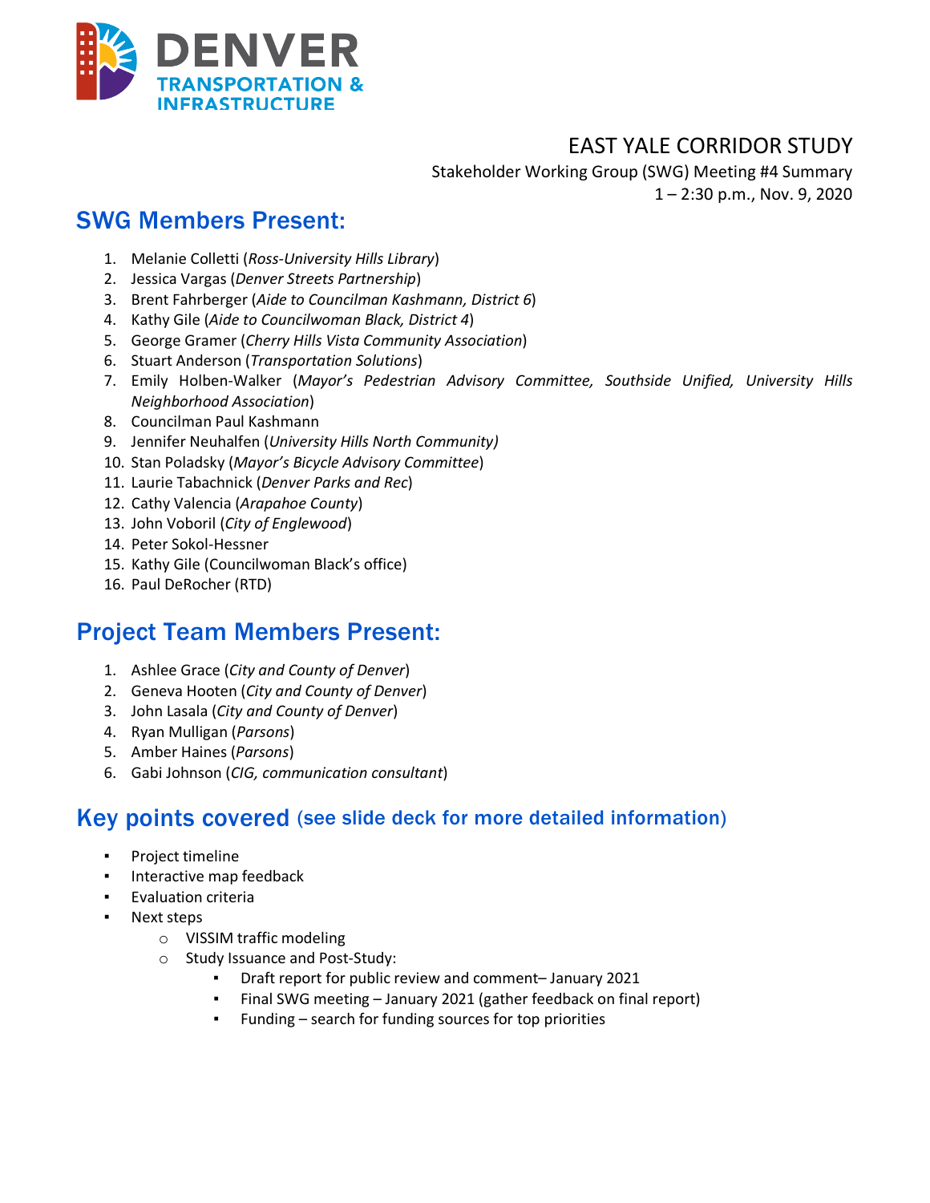DENVER TRANSPORTATION & INFRASTRUCTURE

# EAST YALE CORRIDOR STUDY

Stakeholder Working Group (SWG) Meeting #4 Summary
1 – 2:30 p.m., Nov. 9, 2020

## SWG Members Present:

1. Melanie Colletti (*Ross-University Hills Library*)
2. Jessica Vargas (*Denver Streets Partnership*)
3. Brent Fahrberger (*Aide to Councilman Kashmann, District 6*)
4. Kathy Gile (*Aide to Councilwoman Black, District 4*)
5. George Gramer (*Cherry Hills Vista Community Association*)
6. Stuart Anderson (*Transportation Solutions*)
7. Emily Holben-Walker (*Mayor's Pedestrian Advisory Committee, Southside Unified, University Hills Neighborhood Association*)
8. Councilman Paul Kashmann
9. Jennifer Neuhalfen (*University Hills North Community)*
10. Stan Poladsky (*Mayor's Bicycle Advisory Committee*)
11. Laurie Tabachnick (*Denver Parks and Rec*)
12. Cathy Valencia (*Arapahoe County*)
13. John Voboril (*City of Englewood*)
14. Peter Sokol-Hessner
15. Kathy Gile (Councilwoman Black's office)
16. Paul DeRocher (RTD)

## Project Team Members Present:

1. Ashlee Grace (*City and County of Denver*)
2. Geneva Hooten (*City and County of Denver*)
3. John Lasala (*City and County of Denver*)
4. Ryan Mulligan (*Parsons*)
5. Amber Haines (*Parsons*)
6. Gabi Johnson (*CIG, communication consultant*)

## Key points covered (see slide deck for more detailed information)

- Project timeline
- Interactive map feedback
- Evaluation criteria
- Next steps
  - VISSIM traffic modeling
  - Study Issuance and Post-Study:
    - Draft report for public review and comment– January 2021
    - Final SWG meeting – January 2021 (gather feedback on final report)
    - Funding – search for funding sources for top priorities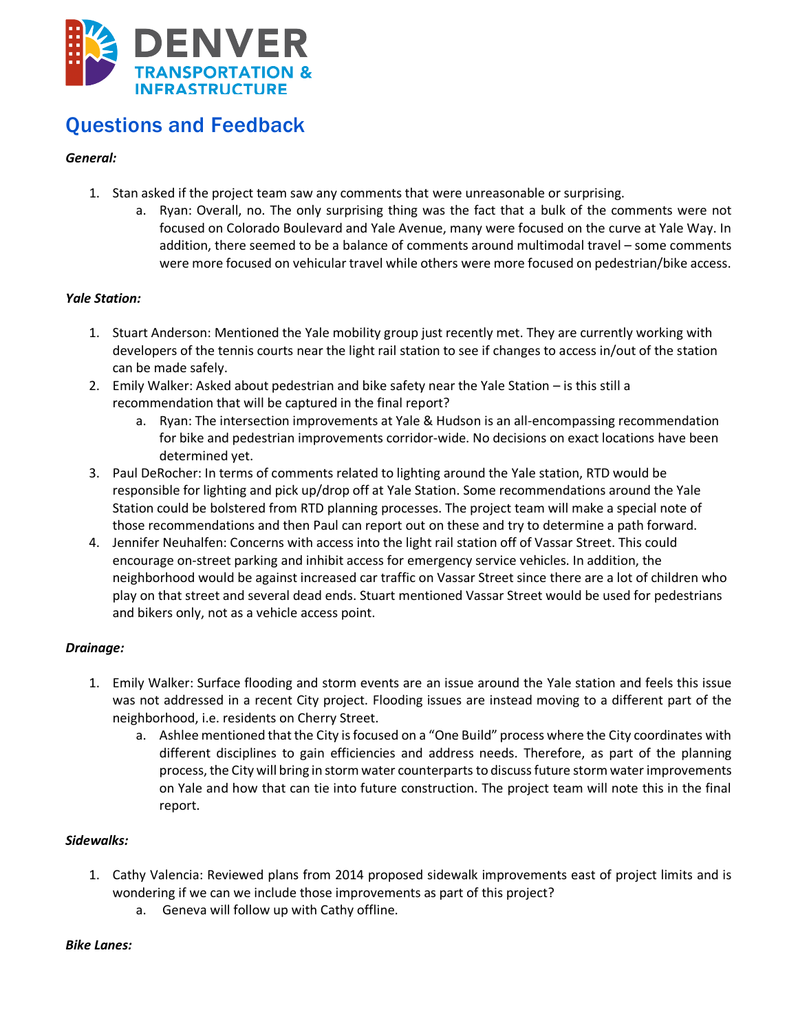## Questions and Feedback

***General:***

1. Stan asked if the project team saw any comments that were unreasonable or surprising.
   a. Ryan: Overall, no. The only surprising thing was the fact that a bulk of the comments were not focused on Colorado Boulevard and Yale Avenue, many were focused on the curve at Yale Way. In addition, there seemed to be a balance of comments around multimodal travel – some comments were more focused on vehicular travel while others were more focused on pedestrian/bike access.

***Yale Station:***

1. Stuart Anderson: Mentioned the Yale mobility group just recently met. They are currently working with developers of the tennis courts near the light rail station to see if changes to access in/out of the station can be made safely.
2. Emily Walker: Asked about pedestrian and bike safety near the Yale Station – is this still a recommendation that will be captured in the final report?
   a. Ryan: The intersection improvements at Yale & Hudson is an all-encompassing recommendation for bike and pedestrian improvements corridor-wide. No decisions on exact locations have been determined yet.
3. Paul DeRocher: In terms of comments related to lighting around the Yale station, RTD would be responsible for lighting and pick up/drop off at Yale Station. Some recommendations around the Yale Station could be bolstered from RTD planning processes. The project team will make a special note of those recommendations and then Paul can report out on these and try to determine a path forward.
4. Jennifer Neuhalfen: Concerns with access into the light rail station off of Vassar Street. This could encourage on-street parking and inhibit access for emergency service vehicles. In addition, the neighborhood would be against increased car traffic on Vassar Street since there are a lot of children who play on that street and several dead ends. Stuart mentioned Vassar Street would be used for pedestrians and bikers only, not as a vehicle access point.

***Drainage:***

1. Emily Walker: Surface flooding and storm events are an issue around the Yale station and feels this issue was not addressed in a recent City project. Flooding issues are instead moving to a different part of the neighborhood, i.e. residents on Cherry Street.
   a. Ashlee mentioned that the City is focused on a "One Build" process where the City coordinates with different disciplines to gain efficiencies and address needs. Therefore, as part of the planning process, the City will bring in storm water counterparts to discuss future storm water improvements on Yale and how that can tie into future construction. The project team will note this in the final report.

***Sidewalks:***

1. Cathy Valencia: Reviewed plans from 2014 proposed sidewalk improvements east of project limits and is wondering if we can we include those improvements as part of this project?
   a. Geneva will follow up with Cathy offline.

***Bike Lanes:***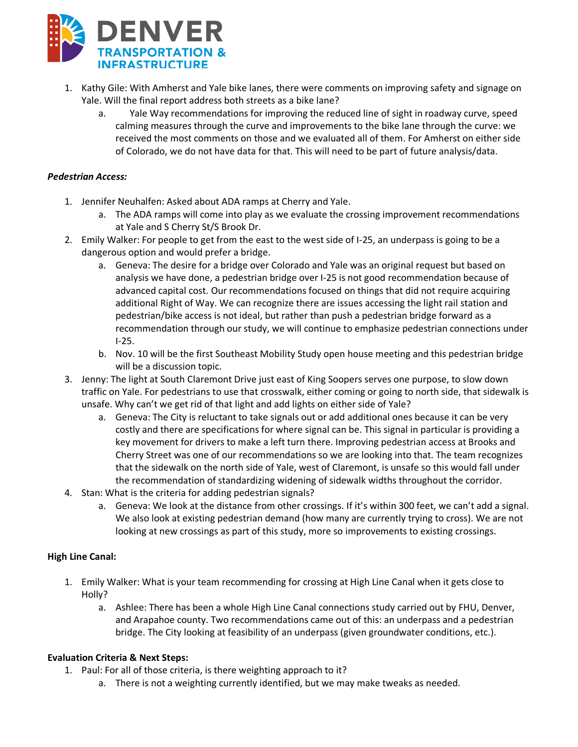1. Kathy Gile: With Amherst and Yale bike lanes, there were comments on improving safety and signage on Yale. Will the final report address both streets as a bike lane?
    a. Yale Way recommendations for improving the reduced line of sight in roadway curve, speed calming measures through the curve and improvements to the bike lane through the curve: we received the most comments on those and we evaluated all of them. For Amherst on either side of Colorado, we do not have data for that. This will need to be part of future analysis/data.

***Pedestrian Access:***

1. Jennifer Neuhalfen: Asked about ADA ramps at Cherry and Yale.
    a. The ADA ramps will come into play as we evaluate the crossing improvement recommendations at Yale and S Cherry St/S Brook Dr.
2. Emily Walker: For people to get from the east to the west side of I-25, an underpass is going to be a dangerous option and would prefer a bridge.
    a. Geneva: The desire for a bridge over Colorado and Yale was an original request but based on analysis we have done, a pedestrian bridge over I-25 is not good recommendation because of advanced capital cost. Our recommendations focused on things that did not require acquiring additional Right of Way. We can recognize there are issues accessing the light rail station and pedestrian/bike access is not ideal, but rather than push a pedestrian bridge forward as a recommendation through our study, we will continue to emphasize pedestrian connections under I-25.
    b. Nov. 10 will be the first Southeast Mobility Study open house meeting and this pedestrian bridge will be a discussion topic.
3. Jenny: The light at South Claremont Drive just east of King Soopers serves one purpose, to slow down traffic on Yale. For pedestrians to use that crosswalk, either coming or going to north side, that sidewalk is unsafe. Why can't we get rid of that light and add lights on either side of Yale?
    a. Geneva: The City is reluctant to take signals out or add additional ones because it can be very costly and there are specifications for where signal can be. This signal in particular is providing a key movement for drivers to make a left turn there. Improving pedestrian access at Brooks and Cherry Street was one of our recommendations so we are looking into that. The team recognizes that the sidewalk on the north side of Yale, west of Claremont, is unsafe so this would fall under the recommendation of standardizing widening of sidewalk widths throughout the corridor.
4. Stan: What is the criteria for adding pedestrian signals?
    a. Geneva: We look at the distance from other crossings. If it's within 300 feet, we can't add a signal. We also look at existing pedestrian demand (how many are currently trying to cross). We are not looking at new crossings as part of this study, more so improvements to existing crossings.

**High Line Canal:**

1. Emily Walker: What is your team recommending for crossing at High Line Canal when it gets close to Holly?
    a. Ashlee: There has been a whole High Line Canal connections study carried out by FHU, Denver, and Arapahoe county. Two recommendations came out of this: an underpass and a pedestrian bridge. The City looking at feasibility of an underpass (given groundwater conditions, etc.).

**Evaluation Criteria & Next Steps:**

1. Paul: For all of those criteria, is there weighting approach to it?
    a. There is not a weighting currently identified, but we may make tweaks as needed.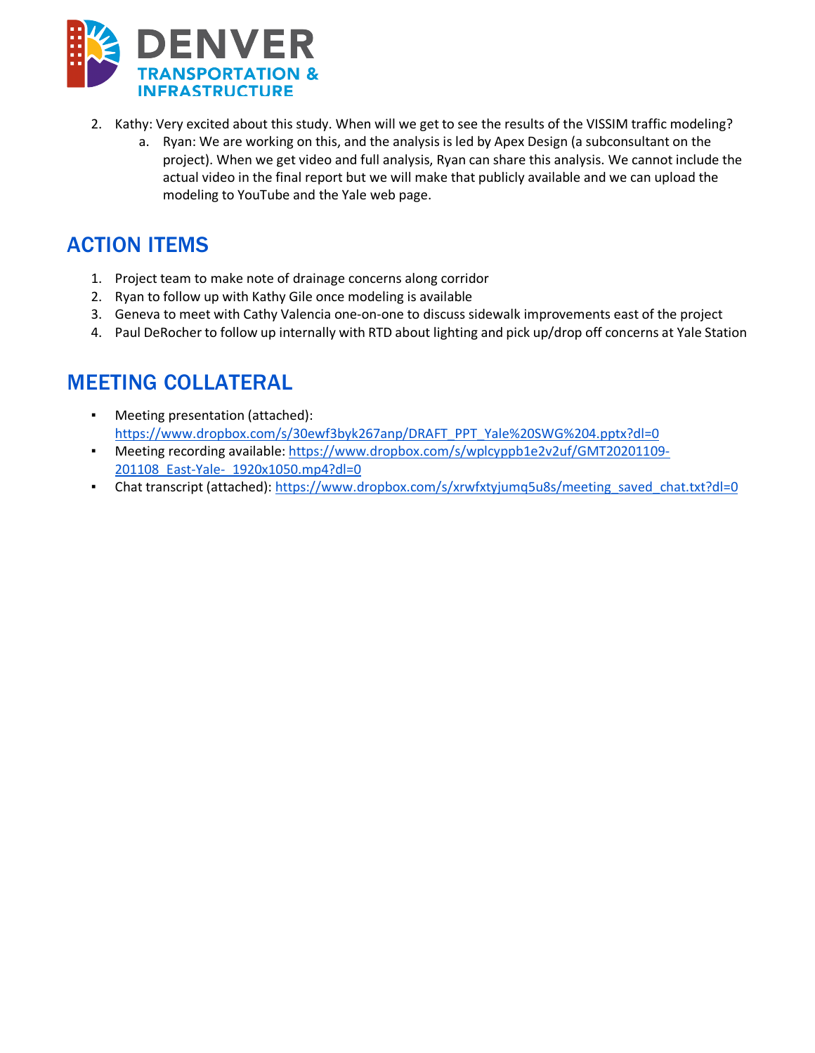2. Kathy: Very excited about this study. When will we get to see the results of the VISSIM traffic modeling?
   a. Ryan: We are working on this, and the analysis is led by Apex Design (a subconsultant on the project). When we get video and full analysis, Ryan can share this analysis. We cannot include the actual video in the final report but we will make that publicly available and we can upload the modeling to YouTube and the Yale web page.

## ACTION ITEMS

1. Project team to make note of drainage concerns along corridor
2. Ryan to follow up with Kathy Gile once modeling is available
3. Geneva to meet with Cathy Valencia one-on-one to discuss sidewalk improvements east of the project
4. Paul DeRocher to follow up internally with RTD about lighting and pick up/drop off concerns at Yale Station

## MEETING COLLATERAL

- Meeting presentation (attached): https://www.dropbox.com/s/30ewf3byk267anp/DRAFT_PPT_Yale%20SWG%204.pptx?dl=0
- Meeting recording available: https://www.dropbox.com/s/wplcyppb1e2v2uf/GMT20201109-201108_East-Yale-_1920x1050.mp4?dl=0
- Chat transcript (attached): https://www.dropbox.com/s/xrwfxtyjumq5u8s/meeting_saved_chat.txt?dl=0